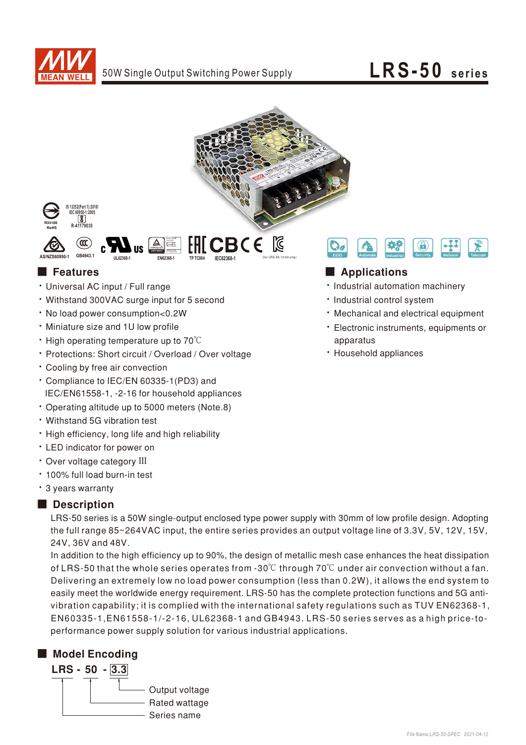# LRS-50 series

50W Single Output Switching Power Supply

IS 13252(Part 1):2010/ IEC 60950-1:2005 R-41179035

R33100 RoHS

AS/NZS60950-1 GB4943.1 UL62368-1 EN62368-1 TP TC004 IEC62368-1 (for LRS-50-12/24 only)

ECO Automate Industrial Security Network Telecom

## Features

- Universal AC input / Full range
- Withstand 300VAC surge input for 5 second
- No load power consumption<0.2W
- Miniature size and 1U low profile
- High operating temperature up to 70℃
- Protections: Short circuit / Overload / Over voltage
- Cooling by free air convection
- Compliance to IEC/EN 60335-1(PD3) and IEC/EN61558-1, -2-16 for household appliances
- Operating altitude up to 5000 meters (Note.8)
- Withstand 5G vibration test
- High efficiency, long life and high reliability
- LED indicator for power on
- Over voltage category III
- 100% full load burn-in test
- 3 years warranty

## Applications

- Industrial automation machinery
- Industrial control system
- Mechanical and electrical equipment
- Electronic instruments, equipments or apparatus
- Household appliances

## Description

LRS-50 series is a 50W single-output enclosed type power supply with 30mm of low profile design. Adopting the full range 85~264VAC input, the entire series provides an output voltage line of 3.3V, 5V, 12V, 15V, 24V, 36V and 48V.

In addition to the high efficiency up to 90%, the design of metallic mesh case enhances the heat dissipation of LRS-50 that the whole series operates from -30℃ through 70℃ under air convection without a fan. Delivering an extremely low no load power consumption (less than 0.2W), it allows the end system to easily meet the worldwide energy requirement. LRS-50 has the complete protection functions and 5G anti-vibration capability; it is complied with the international safety regulations such as TUV EN62368-1, EN60335-1,EN61558-1/-2-16, UL62368-1 and GB4943. LRS-50 series serves as a high price-to-performance power supply solution for various industrial applications.

## Model Encoding

**LRS - 50 - 3.3**

- 3.3: Output voltage
- 50: Rated wattage
- LRS: Series name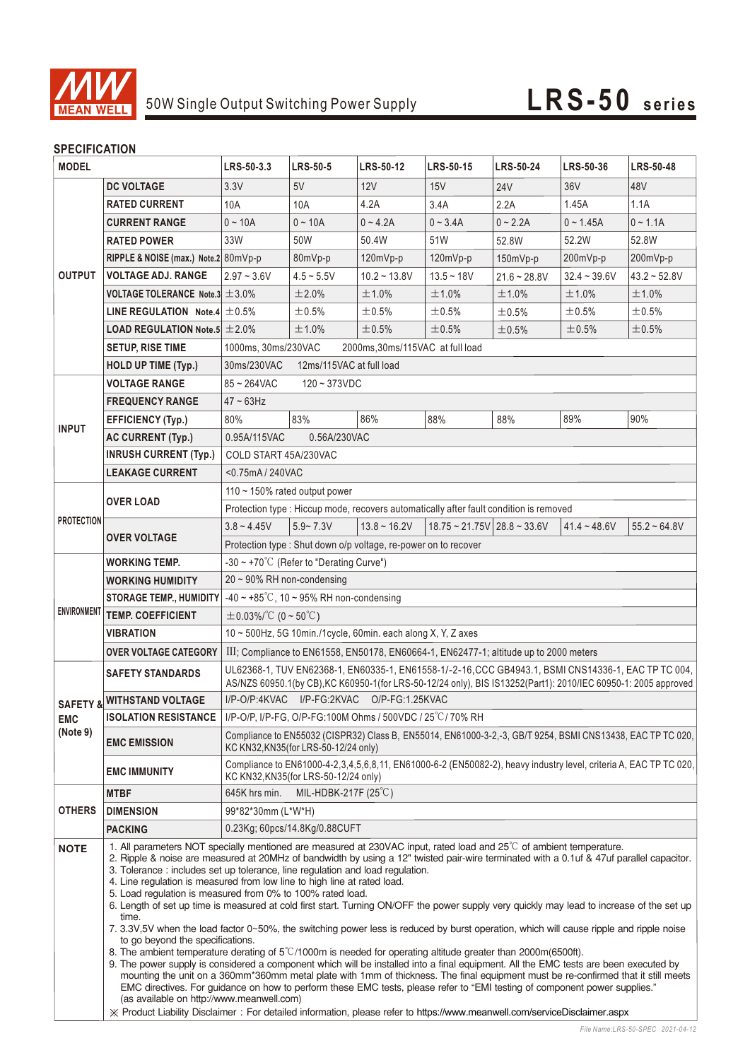# 50W Single Output Switching Power Supply — LRS-50 series

## SPECIFICATION

| MODEL | | LRS-50-3.3 | LRS-50-5 | LRS-50-12 | LRS-50-15 | LRS-50-24 | LRS-50-36 | LRS-50-48 |
|---|---|---|---|---|---|---|---|---|
| OUTPUT | DC VOLTAGE | 3.3V | 5V | 12V | 15V | 24V | 36V | 48V |
| | RATED CURRENT | 10A | 10A | 4.2A | 3.4A | 2.2A | 1.45A | 1.1A |
| | CURRENT RANGE | 0 ~ 10A | 0 ~ 10A | 0 ~ 4.2A | 0 ~ 3.4A | 0 ~ 2.2A | 0 ~ 1.45A | 0 ~ 1.1A |
| | RATED POWER | 33W | 50W | 50.4W | 51W | 52.8W | 52.2W | 52.8W |
| | RIPPLE & NOISE (max.) Note.2 | 80mVp-p | 80mVp-p | 120mVp-p | 120mVp-p | 150mVp-p | 200mVp-p | 200mVp-p |
| | VOLTAGE ADJ. RANGE | 2.97 ~ 3.6V | 4.5 ~ 5.5V | 10.2 ~ 13.8V | 13.5 ~ 18V | 21.6 ~ 28.8V | 32.4 ~ 39.6V | 43.2 ~ 52.8V |
| | VOLTAGE TOLERANCE Note.3 | ±3.0% | ±2.0% | ±1.0% | ±1.0% | ±1.0% | ±1.0% | ±1.0% |
| | LINE REGULATION Note.4 | ±0.5% | ±0.5% | ±0.5% | ±0.5% | ±0.5% | ±0.5% | ±0.5% |
| | LOAD REGULATION Note.5 | ±2.0% | ±1.0% | ±0.5% | ±0.5% | ±0.5% | ±0.5% | ±0.5% |
| | SETUP, RISE TIME | 1000ms, 30ms/230VAC 2000ms,30ms/115VAC at full load | | | | | | |
| | HOLD UP TIME (Typ.) | 30ms/230VAC 12ms/115VAC at full load | | | | | | |
| INPUT | VOLTAGE RANGE | 85 ~ 264VAC 120 ~ 373VDC | | | | | | |
| | FREQUENCY RANGE | 47 ~ 63Hz | | | | | | |
| | EFFICIENCY (Typ.) | 80% | 83% | 86% | 88% | 88% | 89% | 90% |
| | AC CURRENT (Typ.) | 0.95A/115VAC 0.56A/230VAC | | | | | | |
| | INRUSH CURRENT (Typ.) | COLD START 45A/230VAC | | | | | | |
| | LEAKAGE CURRENT | <0.75mA / 240VAC | | | | | | |
| PROTECTION | OVER LOAD | 110 ~ 150% rated output power | | | | | | |
| | | Protection type : Hiccup mode, recovers automatically after fault condition is removed | | | | | | |
| | OVER VOLTAGE | 3.8 ~ 4.45V | 5.9~ 7.3V | 13.8 ~ 16.2V | 18.75 ~ 21.75V | 28.8 ~ 33.6V | 41.4 ~ 48.6V | 55.2 ~ 64.8V |
| | | Protection type : Shut down o/p voltage, re-power on to recover | | | | | | |
| ENVIRONMENT | WORKING TEMP. | -30 ~ +70℃ (Refer to "Derating Curve") | | | | | | |
| | WORKING HUMIDITY | 20 ~ 90% RH non-condensing | | | | | | |
| | STORAGE TEMP., HUMIDITY | -40 ~ +85℃, 10 ~ 95% RH non-condensing | | | | | | |
| | TEMP. COEFFICIENT | ±0.03%/℃ (0 ~ 50℃) | | | | | | |
| | VIBRATION | 10 ~ 500Hz, 5G 10min./1cycle, 60min. each along X, Y, Z axes | | | | | | |
| | OVER VOLTAGE CATEGORY | III; Compliance to EN61558, EN50178, EN60664-1, EN62477-1; altitude up to 2000 meters | | | | | | |
| SAFETY & EMC (Note 9) | SAFETY STANDARDS | UL62368-1, TUV EN62368-1, EN60335-1, EN61558-1/-2-16,CCC GB4943.1, BSMI CNS14336-1, EAC TP TC 004, AS/NZS 60950.1(by CB),KC K60950-1(for LRS-50-12/24 only), BIS IS13252(Part1): 2010/IEC 60950-1: 2005 approved | | | | | | |
| | WITHSTAND VOLTAGE | I/P-O/P:4KVAC I/P-FG:2KVAC O/P-FG:1.25KVAC | | | | | | |
| | ISOLATION RESISTANCE | I/P-O/P, I/P-FG, O/P-FG:100M Ohms / 500VDC / 25℃/ 70% RH | | | | | | |
| | EMC EMISSION | Compliance to EN55032 (CISPR32) Class B, EN55014, EN61000-3-2,-3, GB/T 9254, BSMI CNS13438, EAC TP TC 020, KC KN32,KN35(for LRS-50-12/24 only) | | | | | | |
| | EMC IMMUNITY | Compliance to EN61000-4-2,3,4,5,6,8,11, EN61000-6-2 (EN50082-2), heavy industry level, criteria A, EAC TP TC 020, KC KN32,KN35(for LRS-50-12/24 only) | | | | | | |
| OTHERS | MTBF | 645K hrs min. MIL-HDBK-217F (25℃) | | | | | | |
| | DIMENSION | 99*82*30mm (L*W*H) | | | | | | |
| | PACKING | 0.23Kg; 60pcs/14.8Kg/0.88CUFT | | | | | | |

**NOTE**

1. All parameters NOT specially mentioned are measured at 230VAC input, rated load and 25℃ of ambient temperature.
2. Ripple & noise are measured at 20MHz of bandwidth by using a 12" twisted pair-wire terminated with a 0.1uf & 47uf parallel capacitor.
3. Tolerance : includes set up tolerance, line regulation and load regulation.
4. Line regulation is measured from low line to high line at rated load.
5. Load regulation is measured from 0% to 100% rated load.
6. Length of set up time is measured at cold first start. Turning ON/OFF the power supply very quickly may lead to increase of the set up time.
7. 3.3V,5V when the load factor 0~50%, the switching power less is reduced by burst operation, which will cause ripple and ripple noise to go beyond the specifications.
8. The ambient temperature derating of 5℃/1000m is needed for operating altitude greater than 2000m(6500ft).
9. The power supply is considered a component which will be installed into a final equipment. All the EMC tests are been executed by mounting the unit on a 360mm*360mm metal plate with 1mm of thickness. The final equipment must be re-confirmed that it still meets EMC directives. For guidance on how to perform these EMC tests, please refer to "EMI testing of component power supplies." (as available on http://www.meanwell.com)

※ Product Liability Disclaimer：For detailed information, please refer to https://www.meanwell.com/serviceDisclaimer.aspx

*File Name:LRS-50-SPEC 2021-04-12*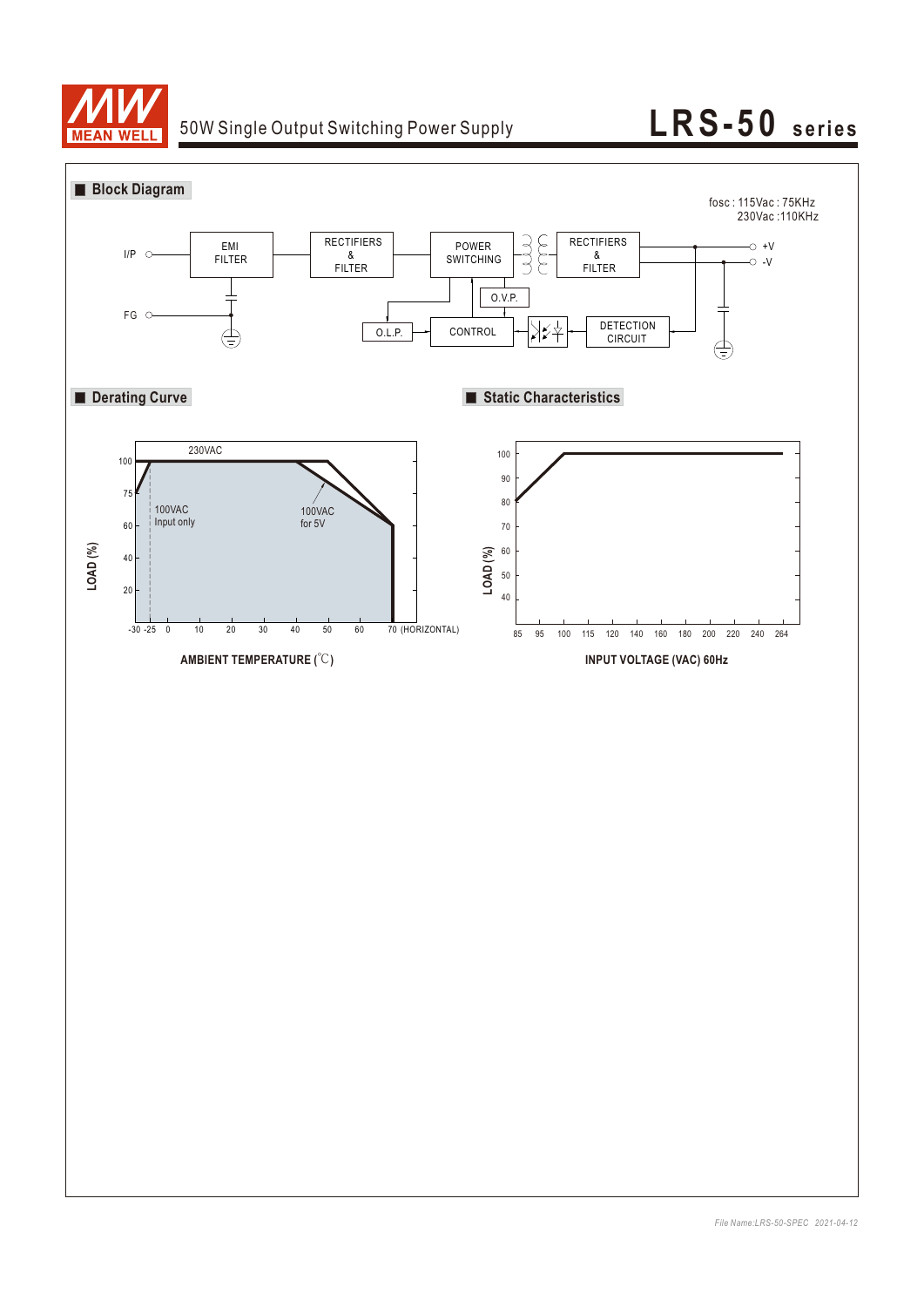## Block Diagram

fosc : 115Vac : 75KHz
230Vac :110KHz

I/P — EMI FILTER — RECTIFIERS & FILTER — POWER SWITCHING — RECTIFIERS & FILTER — +V / -V

FG

O.V.P.

O.L.P. — CONTROL — DETECTION CIRCUIT

## Derating Curve

230VAC

100VAC Input only

100VAC for 5V

LOAD (%)

AMBIENT TEMPERATURE (℃)

-30 -25 0 10 20 30 40 50 60 70 (HORIZONTAL)

## Static Characteristics

LOAD (%)

INPUT VOLTAGE (VAC) 60Hz

85 95 100 115 120 140 160 180 200 220 240 264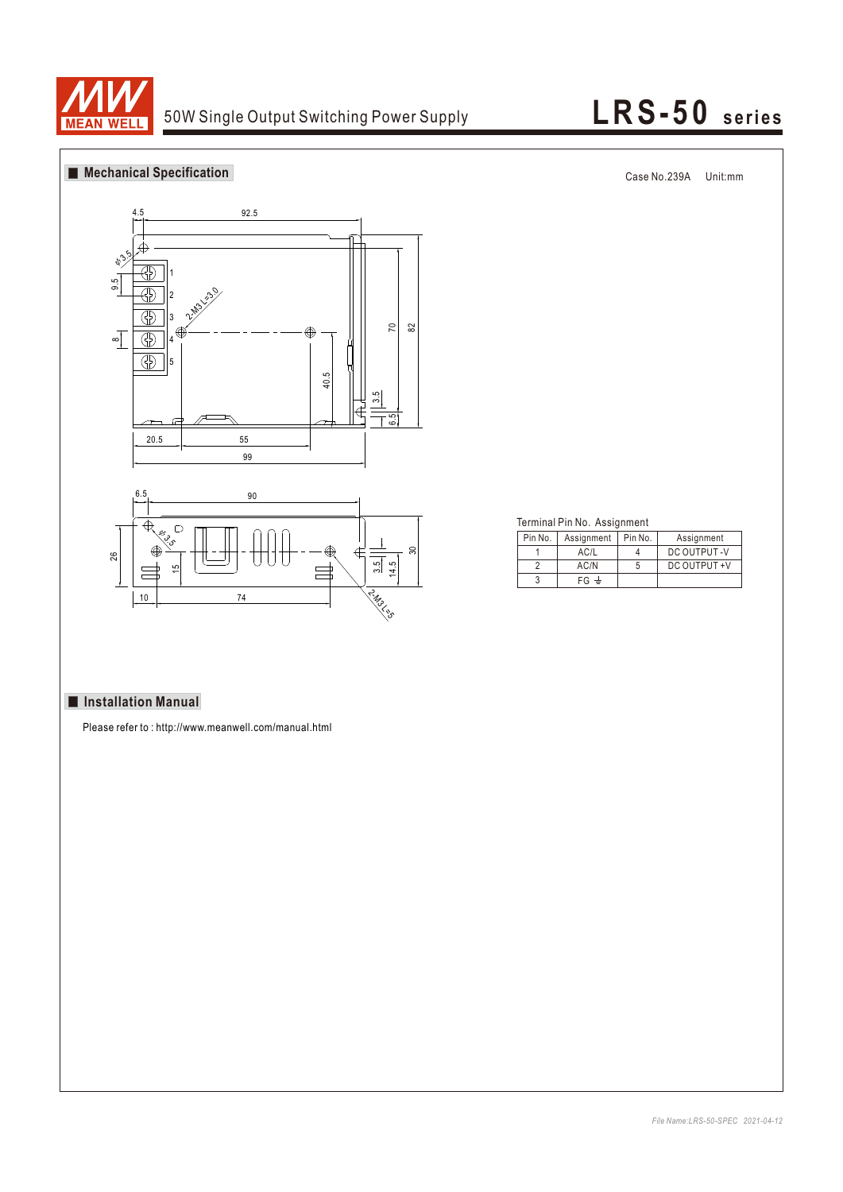## Mechanical Specification

Case No.239A　Unit:mm

4.5
92.5
ϕ3.5
9.5
8
1
2
3
4
5
2-M3 L=3.0
70
82
40.5
3.5
6.5
20.5
55
99

6.5
90
ϕ3.5
26
15
3.5
14.5
30
10
74
2-M3 L=5

Terminal Pin No. Assignment

| Pin No. | Assignment | Pin No. | Assignment |
|---|---|---|---|
| 1 | AC/L | 4 | DC OUTPUT -V |
| 2 | AC/N | 5 | DC OUTPUT +V |
| 3 | FG ⏚ | | |

## Installation Manual

Please refer to : http://www.meanwell.com/manual.html